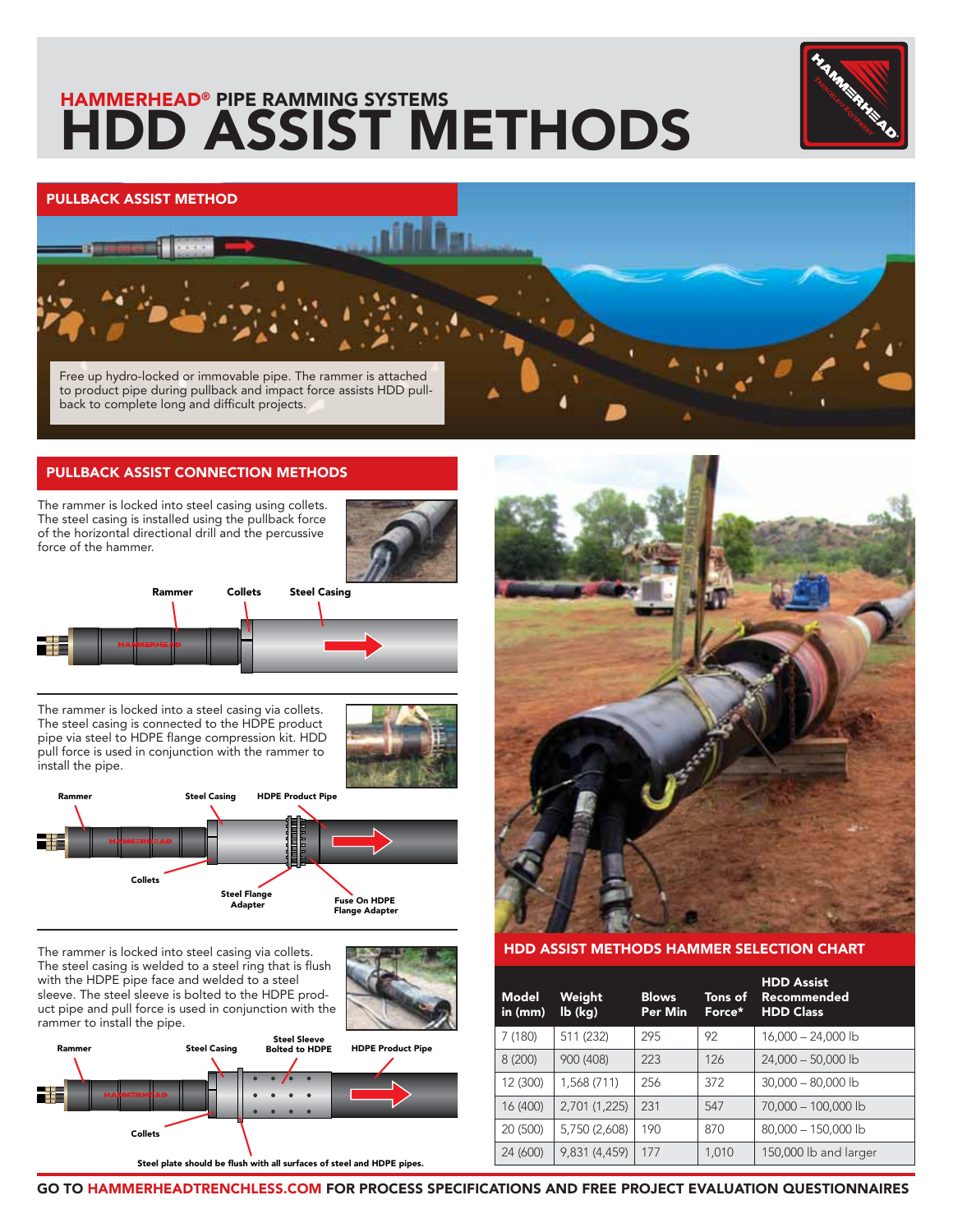# HAMMERHEAD® PIPE RAMMING SYSTEMS
# HDD ASSIST METHODS

## PULLBACK ASSIST METHOD

Free up hydro-locked or immovable pipe. The rammer is attached to product pipe during pullback and impact force assists HDD pullback to complete long and difficult projects.

## PULLBACK ASSIST CONNECTION METHODS

The rammer is locked into steel casing using collets. The steel casing is installed using the pullback force of the horizontal directional drill and the percussive force of the hammer.

Rammer — Collets — Steel Casing

The rammer is locked into a steel casing via collets. The steel casing is connected to the HDPE product pipe via steel to HDPE flange compression kit. HDD pull force is used in conjunction with the rammer to install the pipe.

Rammer — Steel Casing — HDPE Product Pipe — Collets — Steel Flange Adapter — Fuse On HDPE Flange Adapter

The rammer is locked into steel casing via collets. The steel casing is welded to a steel ring that is flush with the HDPE pipe face and welded to a steel sleeve. The steel sleeve is bolted to the HDPE product pipe and pull force is used in conjunction with the rammer to install the pipe.

Rammer — Steel Casing — Steel Sleeve Bolted to HDPE — HDPE Product Pipe — Collets

Steel plate should be flush with all surfaces of steel and HDPE pipes.

## HDD ASSIST METHODS HAMMER SELECTION CHART

| Model in (mm) | Weight lb (kg) | Blows Per Min | Tons of Force* | HDD Assist Recommended HDD Class |
|---|---|---|---|---|
| 7 (180) | 511 (232) | 295 | 92 | 16,000 – 24,000 lb |
| 8 (200) | 900 (408) | 223 | 126 | 24,000 – 50,000 lb |
| 12 (300) | 1,568 (711) | 256 | 372 | 30,000 – 80,000 lb |
| 16 (400) | 2,701 (1,225) | 231 | 547 | 70,000 – 100,000 lb |
| 20 (500) | 5,750 (2,608) | 190 | 870 | 80,000 – 150,000 lb |
| 24 (600) | 9,831 (4,459) | 177 | 1,010 | 150,000 lb and larger |

GO TO HAMMERHEADTRENCHLESS.COM FOR PROCESS SPECIFICATIONS AND FREE PROJECT EVALUATION QUESTIONNAIRES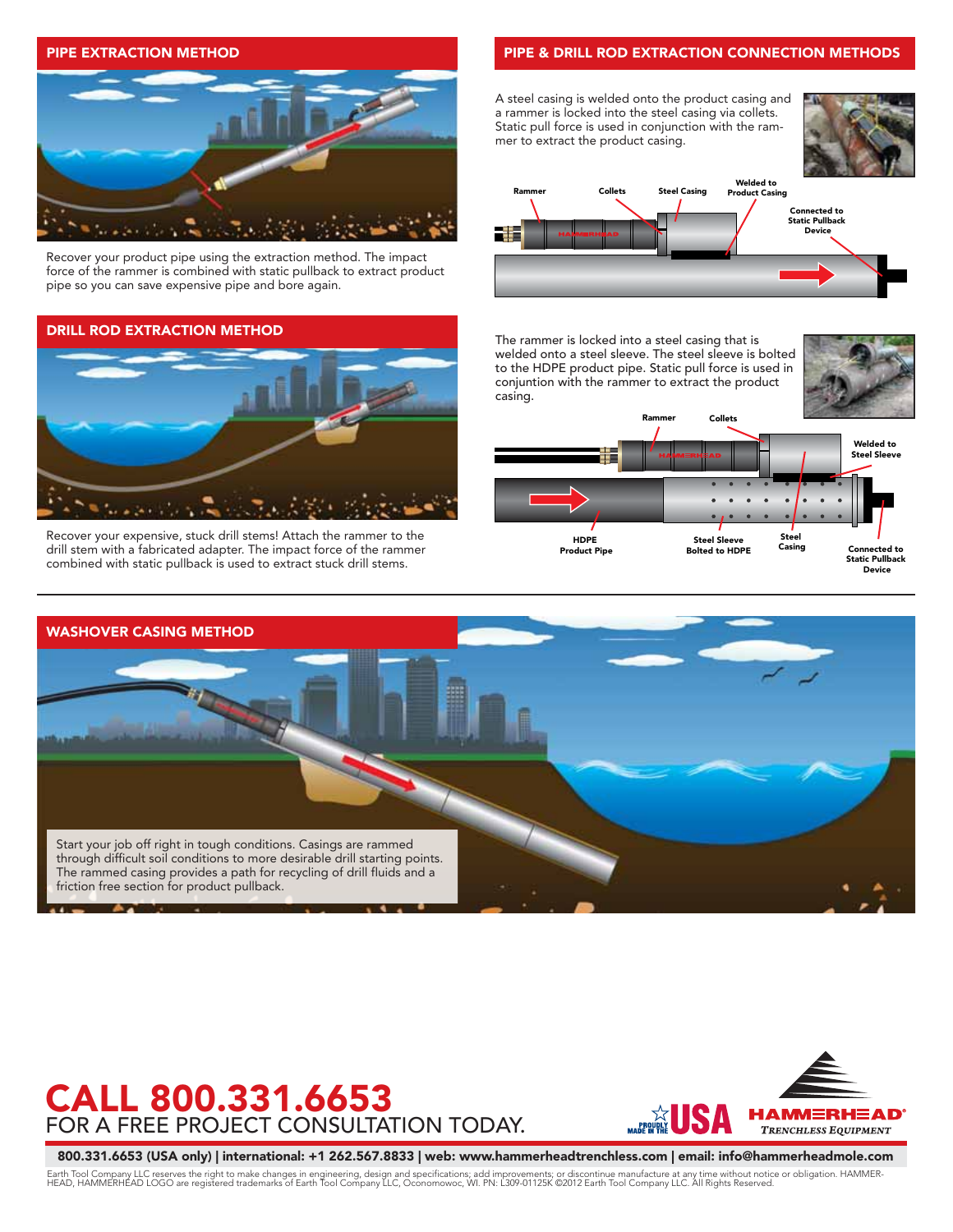## PIPE EXTRACTION METHOD

Recover your product pipe using the extraction method. The impact force of the rammer is combined with static pullback to extract product pipe so you can save expensive pipe and bore again.

## DRILL ROD EXTRACTION METHOD

Recover your expensive, stuck drill stems! Attach the rammer to the drill stem with a fabricated adapter. The impact force of the rammer combined with static pullback is used to extract stuck drill stems.

## PIPE & DRILL ROD EXTRACTION CONNECTION METHODS

A steel casing is welded onto the product casing and a rammer is locked into the steel casing via collets. Static pull force is used in conjunction with the rammer to extract the product casing.

Rammer
Collets
Steel Casing
Welded to Product Casing
Connected to Static Pullback Device

The rammer is locked into a steel casing that is welded onto a steel sleeve. The steel sleeve is bolted to the HDPE product pipe. Static pull force is used in conjunction with the rammer to extract the product casing.

Rammer
Collets
Welded to Steel Sleeve
HDPE Product Pipe
Steel Sleeve Bolted to HDPE
Steel Casing
Connected to Static Pullback Device

## WASHOVER CASING METHOD

Start your job off right in tough conditions. Casings are rammed through difficult soil conditions to more desirable drill starting points. The rammed casing provides a path for recycling of drill fluids and a friction free section for product pullback.

# CALL 800.331.6653

FOR A FREE PROJECT CONSULTATION TODAY.

PROUDLY MADE IN THE USA

HAMMERHEAD® *TRENCHLESS EQUIPMENT*

**800.331.6653 (USA only) | international: +1 262.567.8833 | web: www.hammerheadtrenchless.com | email: info@hammerheadmole.com**

Earth Tool Company LLC reserves the right to make changes in engineering, design and specifications; add improvements; or discontinue manufacture at any time without notice or obligation. HAMMERHEAD, HAMMERHEAD LOGO are registered trademarks of Earth Tool Company LLC, Oconomowoc, WI. PN: L309-01125K ©2012 Earth Tool Company LLC. All Rights Reserved.